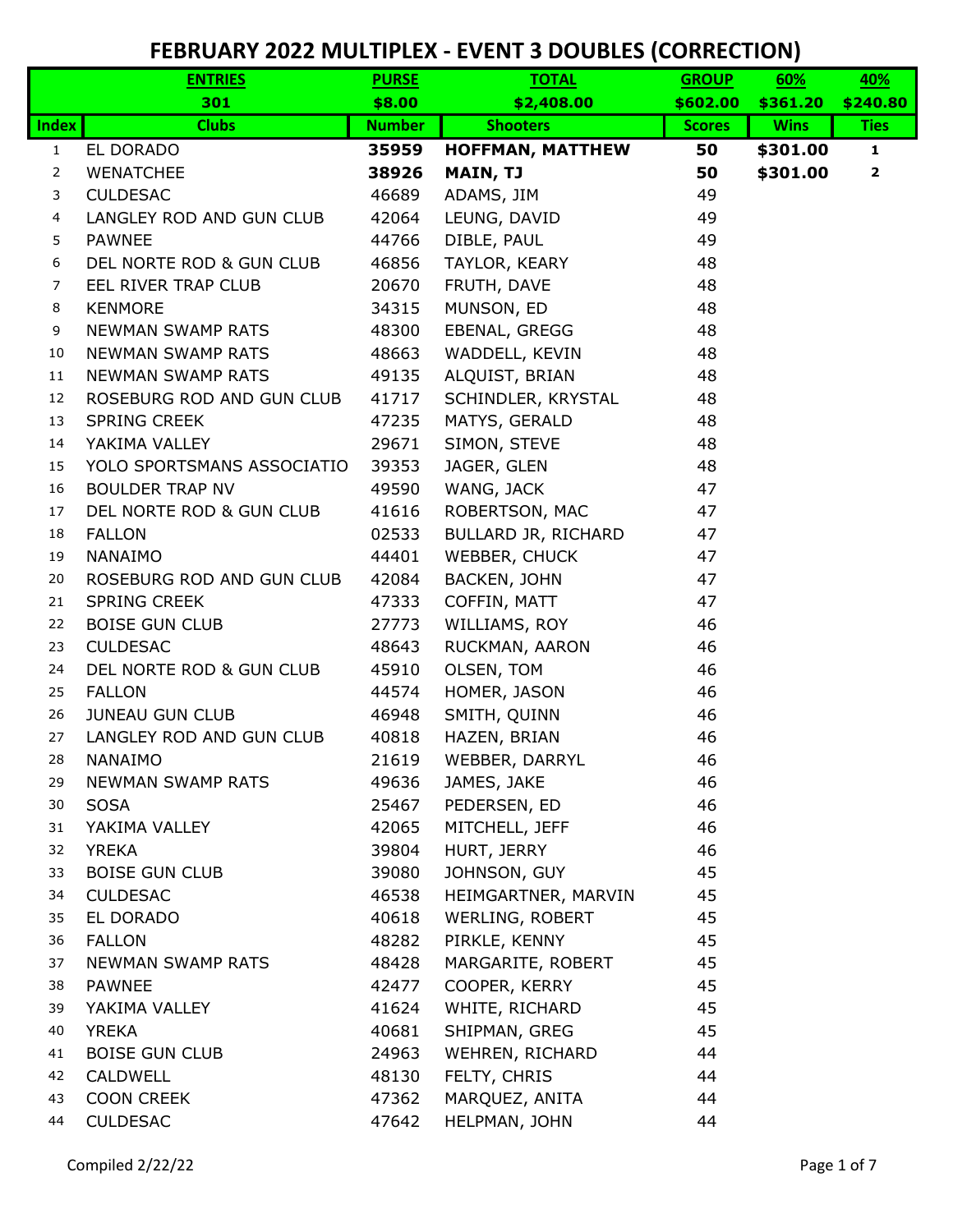# FEBRUARY 2022 MULTIPLEX - EVENT 3 DOUBLES (CORRECTION)

| | ENTRIES | PURSE | TOTAL | GROUP | 60% | 40% |
|---|---|---|---|---|---|---|
| | 301 | $8.00 | $2,408.00 | $602.00 | $361.20 | $240.80 |
| **Index** | **Clubs** | **Number** | **Shooters** | **Scores** | **Wins** | **Ties** |
| 1 | EL DORADO | **35959** | **HOFFMAN, MATTHEW** | **50** | **$301.00** | **1** |
| 2 | WENATCHEE | **38926** | **MAIN, TJ** | **50** | **$301.00** | **2** |
| 3 | CULDESAC | 46689 | ADAMS, JIM | 49 | | |
| 4 | LANGLEY ROD AND GUN CLUB | 42064 | LEUNG, DAVID | 49 | | |
| 5 | PAWNEE | 44766 | DIBLE, PAUL | 49 | | |
| 6 | DEL NORTE ROD & GUN CLUB | 46856 | TAYLOR, KEARY | 48 | | |
| 7 | EEL RIVER TRAP CLUB | 20670 | FRUTH, DAVE | 48 | | |
| 8 | KENMORE | 34315 | MUNSON, ED | 48 | | |
| 9 | NEWMAN SWAMP RATS | 48300 | EBENAL, GREGG | 48 | | |
| 10 | NEWMAN SWAMP RATS | 48663 | WADDELL, KEVIN | 48 | | |
| 11 | NEWMAN SWAMP RATS | 49135 | ALQUIST, BRIAN | 48 | | |
| 12 | ROSEBURG ROD AND GUN CLUB | 41717 | SCHINDLER, KRYSTAL | 48 | | |
| 13 | SPRING CREEK | 47235 | MATYS, GERALD | 48 | | |
| 14 | YAKIMA VALLEY | 29671 | SIMON, STEVE | 48 | | |
| 15 | YOLO SPORTSMANS ASSOCIATIO | 39353 | JAGER, GLEN | 48 | | |
| 16 | BOULDER TRAP NV | 49590 | WANG, JACK | 47 | | |
| 17 | DEL NORTE ROD & GUN CLUB | 41616 | ROBERTSON, MAC | 47 | | |
| 18 | FALLON | 02533 | BULLARD JR, RICHARD | 47 | | |
| 19 | NANAIMO | 44401 | WEBBER, CHUCK | 47 | | |
| 20 | ROSEBURG ROD AND GUN CLUB | 42084 | BACKEN, JOHN | 47 | | |
| 21 | SPRING CREEK | 47333 | COFFIN, MATT | 47 | | |
| 22 | BOISE GUN CLUB | 27773 | WILLIAMS, ROY | 46 | | |
| 23 | CULDESAC | 48643 | RUCKMAN, AARON | 46 | | |
| 24 | DEL NORTE ROD & GUN CLUB | 45910 | OLSEN, TOM | 46 | | |
| 25 | FALLON | 44574 | HOMER, JASON | 46 | | |
| 26 | JUNEAU GUN CLUB | 46948 | SMITH, QUINN | 46 | | |
| 27 | LANGLEY ROD AND GUN CLUB | 40818 | HAZEN, BRIAN | 46 | | |
| 28 | NANAIMO | 21619 | WEBBER, DARRYL | 46 | | |
| 29 | NEWMAN SWAMP RATS | 49636 | JAMES, JAKE | 46 | | |
| 30 | SOSA | 25467 | PEDERSEN, ED | 46 | | |
| 31 | YAKIMA VALLEY | 42065 | MITCHELL, JEFF | 46 | | |
| 32 | YREKA | 39804 | HURT, JERRY | 46 | | |
| 33 | BOISE GUN CLUB | 39080 | JOHNSON, GUY | 45 | | |
| 34 | CULDESAC | 46538 | HEIMGARTNER, MARVIN | 45 | | |
| 35 | EL DORADO | 40618 | WERLING, ROBERT | 45 | | |
| 36 | FALLON | 48282 | PIRKLE, KENNY | 45 | | |
| 37 | NEWMAN SWAMP RATS | 48428 | MARGARITE, ROBERT | 45 | | |
| 38 | PAWNEE | 42477 | COOPER, KERRY | 45 | | |
| 39 | YAKIMA VALLEY | 41624 | WHITE, RICHARD | 45 | | |
| 40 | YREKA | 40681 | SHIPMAN, GREG | 45 | | |
| 41 | BOISE GUN CLUB | 24963 | WEHREN, RICHARD | 44 | | |
| 42 | CALDWELL | 48130 | FELTY, CHRIS | 44 | | |
| 43 | COON CREEK | 47362 | MARQUEZ, ANITA | 44 | | |
| 44 | CULDESAC | 47642 | HELPMAN, JOHN | 44 | | |

Compiled 2/22/22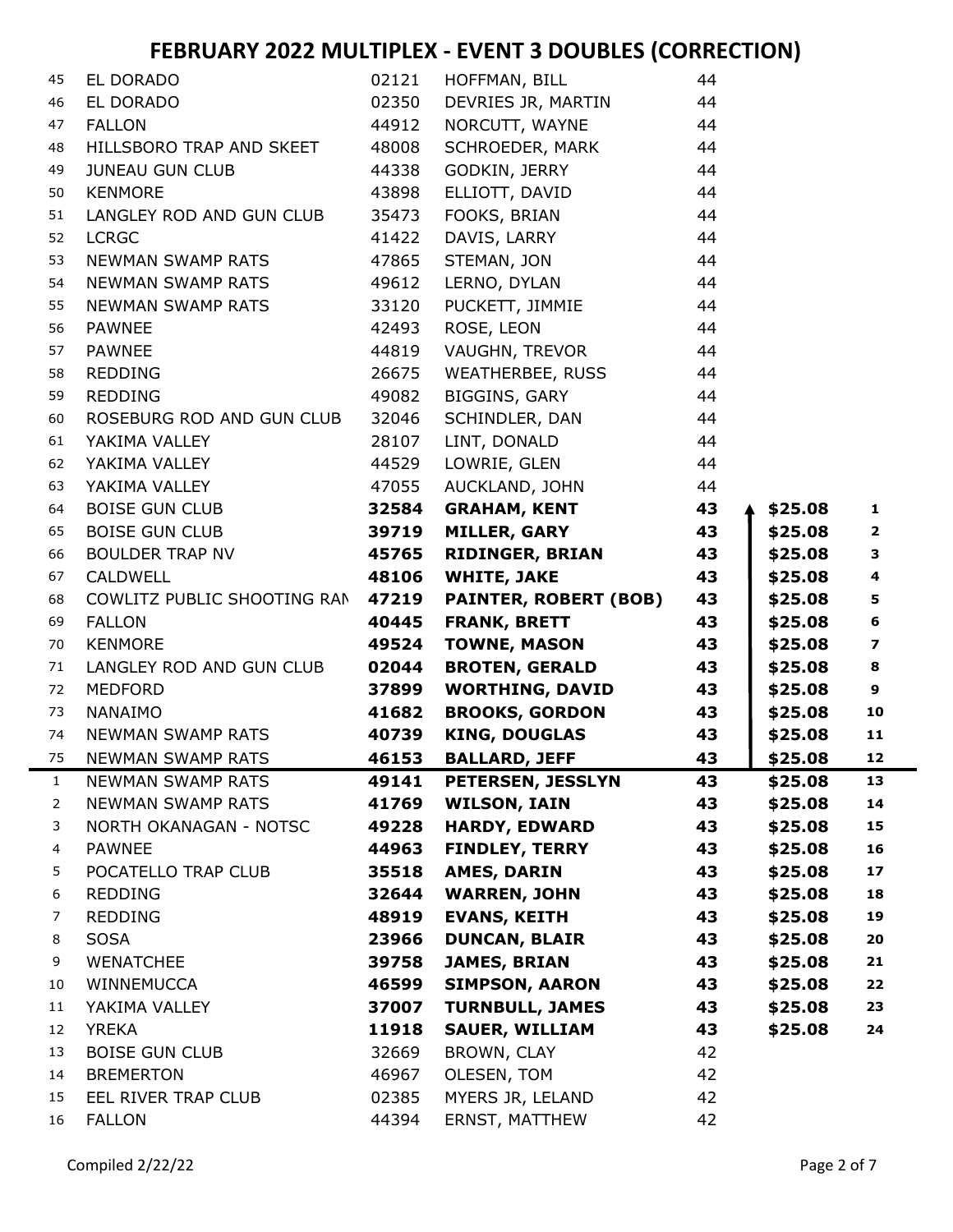# FEBRUARY 2022 MULTIPLEX - EVENT 3 DOUBLES (CORRECTION)

| | | | | | | |
|---|---|---|---|---|---|---|
| 45 | EL DORADO | 02121 | HOFFMAN, BILL | 44 | | |
| 46 | EL DORADO | 02350 | DEVRIES JR, MARTIN | 44 | | |
| 47 | FALLON | 44912 | NORCUTT, WAYNE | 44 | | |
| 48 | HILLSBORO TRAP AND SKEET | 48008 | SCHROEDER, MARK | 44 | | |
| 49 | JUNEAU GUN CLUB | 44338 | GODKIN, JERRY | 44 | | |
| 50 | KENMORE | 43898 | ELLIOTT, DAVID | 44 | | |
| 51 | LANGLEY ROD AND GUN CLUB | 35473 | FOOKS, BRIAN | 44 | | |
| 52 | LCRGC | 41422 | DAVIS, LARRY | 44 | | |
| 53 | NEWMAN SWAMP RATS | 47865 | STEMAN, JON | 44 | | |
| 54 | NEWMAN SWAMP RATS | 49612 | LERNO, DYLAN | 44 | | |
| 55 | NEWMAN SWAMP RATS | 33120 | PUCKETT, JIMMIE | 44 | | |
| 56 | PAWNEE | 42493 | ROSE, LEON | 44 | | |
| 57 | PAWNEE | 44819 | VAUGHN, TREVOR | 44 | | |
| 58 | REDDING | 26675 | WEATHERBEE, RUSS | 44 | | |
| 59 | REDDING | 49082 | BIGGINS, GARY | 44 | | |
| 60 | ROSEBURG ROD AND GUN CLUB | 32046 | SCHINDLER, DAN | 44 | | |
| 61 | YAKIMA VALLEY | 28107 | LINT, DONALD | 44 | | |
| 62 | YAKIMA VALLEY | 44529 | LOWRIE, GLEN | 44 | | |
| 63 | YAKIMA VALLEY | 47055 | AUCKLAND, JOHN | 44 | | |
| 64 | BOISE GUN CLUB | **32584** | **GRAHAM, KENT** | **43** | **$25.08** | **1** |
| 65 | BOISE GUN CLUB | **39719** | **MILLER, GARY** | **43** | **$25.08** | **2** |
| 66 | BOULDER TRAP NV | **45765** | **RIDINGER, BRIAN** | **43** | **$25.08** | **3** |
| 67 | CALDWELL | **48106** | **WHITE, JAKE** | **43** | **$25.08** | **4** |
| 68 | COWLITZ PUBLIC SHOOTING RAN | **47219** | **PAINTER, ROBERT (BOB)** | **43** | **$25.08** | **5** |
| 69 | FALLON | **40445** | **FRANK, BRETT** | **43** | **$25.08** | **6** |
| 70 | KENMORE | **49524** | **TOWNE, MASON** | **43** | **$25.08** | **7** |
| 71 | LANGLEY ROD AND GUN CLUB | **02044** | **BROTEN, GERALD** | **43** | **$25.08** | **8** |
| 72 | MEDFORD | **37899** | **WORTHING, DAVID** | **43** | **$25.08** | **9** |
| 73 | NANAIMO | **41682** | **BROOKS, GORDON** | **43** | **$25.08** | **10** |
| 74 | NEWMAN SWAMP RATS | **40739** | **KING, DOUGLAS** | **43** | **$25.08** | **11** |
| 75 | NEWMAN SWAMP RATS | **46153** | **BALLARD, JEFF** | **43** | **$25.08** | **12** |
| 1 | NEWMAN SWAMP RATS | **49141** | **PETERSEN, JESSLYN** | **43** | **$25.08** | **13** |
| 2 | NEWMAN SWAMP RATS | **41769** | **WILSON, IAIN** | **43** | **$25.08** | **14** |
| 3 | NORTH OKANAGAN - NOTSC | **49228** | **HARDY, EDWARD** | **43** | **$25.08** | **15** |
| 4 | PAWNEE | **44963** | **FINDLEY, TERRY** | **43** | **$25.08** | **16** |
| 5 | POCATELLO TRAP CLUB | **35518** | **AMES, DARIN** | **43** | **$25.08** | **17** |
| 6 | REDDING | **32644** | **WARREN, JOHN** | **43** | **$25.08** | **18** |
| 7 | REDDING | **48919** | **EVANS, KEITH** | **43** | **$25.08** | **19** |
| 8 | SOSA | **23966** | **DUNCAN, BLAIR** | **43** | **$25.08** | **20** |
| 9 | WENATCHEE | **39758** | **JAMES, BRIAN** | **43** | **$25.08** | **21** |
| 10 | WINNEMUCCA | **46599** | **SIMPSON, AARON** | **43** | **$25.08** | **22** |
| 11 | YAKIMA VALLEY | **37007** | **TURNBULL, JAMES** | **43** | **$25.08** | **23** |
| 12 | YREKA | **11918** | **SAUER, WILLIAM** | **43** | **$25.08** | **24** |
| 13 | BOISE GUN CLUB | 32669 | BROWN, CLAY | 42 | | |
| 14 | BREMERTON | 46967 | OLESEN, TOM | 42 | | |
| 15 | EEL RIVER TRAP CLUB | 02385 | MYERS JR, LELAND | 42 | | |
| 16 | FALLON | 44394 | ERNST, MATTHEW | 42 | | |

Compiled 2/22/22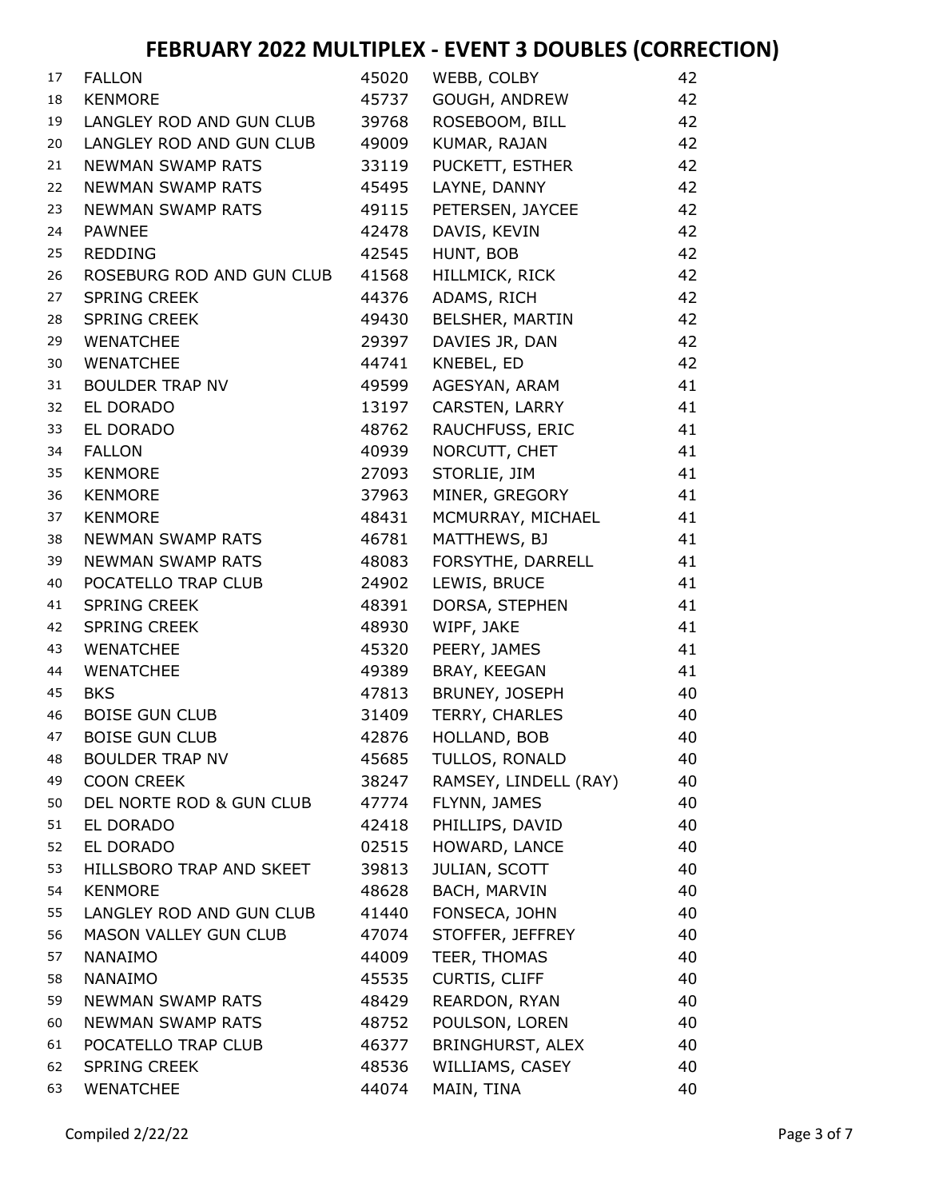# FEBRUARY 2022 MULTIPLEX - EVENT 3 DOUBLES (CORRECTION)

| | | | | |
|---|---|---|---|---|
| 17 | FALLON | 45020 | WEBB, COLBY | 42 |
| 18 | KENMORE | 45737 | GOUGH, ANDREW | 42 |
| 19 | LANGLEY ROD AND GUN CLUB | 39768 | ROSEBOOM, BILL | 42 |
| 20 | LANGLEY ROD AND GUN CLUB | 49009 | KUMAR, RAJAN | 42 |
| 21 | NEWMAN SWAMP RATS | 33119 | PUCKETT, ESTHER | 42 |
| 22 | NEWMAN SWAMP RATS | 45495 | LAYNE, DANNY | 42 |
| 23 | NEWMAN SWAMP RATS | 49115 | PETERSEN, JAYCEE | 42 |
| 24 | PAWNEE | 42478 | DAVIS, KEVIN | 42 |
| 25 | REDDING | 42545 | HUNT, BOB | 42 |
| 26 | ROSEBURG ROD AND GUN CLUB | 41568 | HILLMICK, RICK | 42 |
| 27 | SPRING CREEK | 44376 | ADAMS, RICH | 42 |
| 28 | SPRING CREEK | 49430 | BELSHER, MARTIN | 42 |
| 29 | WENATCHEE | 29397 | DAVIES JR, DAN | 42 |
| 30 | WENATCHEE | 44741 | KNEBEL, ED | 42 |
| 31 | BOULDER TRAP NV | 49599 | AGESYAN, ARAM | 41 |
| 32 | EL DORADO | 13197 | CARSTEN, LARRY | 41 |
| 33 | EL DORADO | 48762 | RAUCHFUSS, ERIC | 41 |
| 34 | FALLON | 40939 | NORCUTT, CHET | 41 |
| 35 | KENMORE | 27093 | STORLIE, JIM | 41 |
| 36 | KENMORE | 37963 | MINER, GREGORY | 41 |
| 37 | KENMORE | 48431 | MCMURRAY, MICHAEL | 41 |
| 38 | NEWMAN SWAMP RATS | 46781 | MATTHEWS, BJ | 41 |
| 39 | NEWMAN SWAMP RATS | 48083 | FORSYTHE, DARRELL | 41 |
| 40 | POCATELLO TRAP CLUB | 24902 | LEWIS, BRUCE | 41 |
| 41 | SPRING CREEK | 48391 | DORSA, STEPHEN | 41 |
| 42 | SPRING CREEK | 48930 | WIPF, JAKE | 41 |
| 43 | WENATCHEE | 45320 | PEERY, JAMES | 41 |
| 44 | WENATCHEE | 49389 | BRAY, KEEGAN | 41 |
| 45 | BKS | 47813 | BRUNEY, JOSEPH | 40 |
| 46 | BOISE GUN CLUB | 31409 | TERRY, CHARLES | 40 |
| 47 | BOISE GUN CLUB | 42876 | HOLLAND, BOB | 40 |
| 48 | BOULDER TRAP NV | 45685 | TULLOS, RONALD | 40 |
| 49 | COON CREEK | 38247 | RAMSEY, LINDELL (RAY) | 40 |
| 50 | DEL NORTE ROD & GUN CLUB | 47774 | FLYNN, JAMES | 40 |
| 51 | EL DORADO | 42418 | PHILLIPS, DAVID | 40 |
| 52 | EL DORADO | 02515 | HOWARD, LANCE | 40 |
| 53 | HILLSBORO TRAP AND SKEET | 39813 | JULIAN, SCOTT | 40 |
| 54 | KENMORE | 48628 | BACH, MARVIN | 40 |
| 55 | LANGLEY ROD AND GUN CLUB | 41440 | FONSECA, JOHN | 40 |
| 56 | MASON VALLEY GUN CLUB | 47074 | STOFFER, JEFFREY | 40 |
| 57 | NANAIMO | 44009 | TEER, THOMAS | 40 |
| 58 | NANAIMO | 45535 | CURTIS, CLIFF | 40 |
| 59 | NEWMAN SWAMP RATS | 48429 | REARDON, RYAN | 40 |
| 60 | NEWMAN SWAMP RATS | 48752 | POULSON, LOREN | 40 |
| 61 | POCATELLO TRAP CLUB | 46377 | BRINGHURST, ALEX | 40 |
| 62 | SPRING CREEK | 48536 | WILLIAMS, CASEY | 40 |
| 63 | WENATCHEE | 44074 | MAIN, TINA | 40 |

Compiled 2/22/22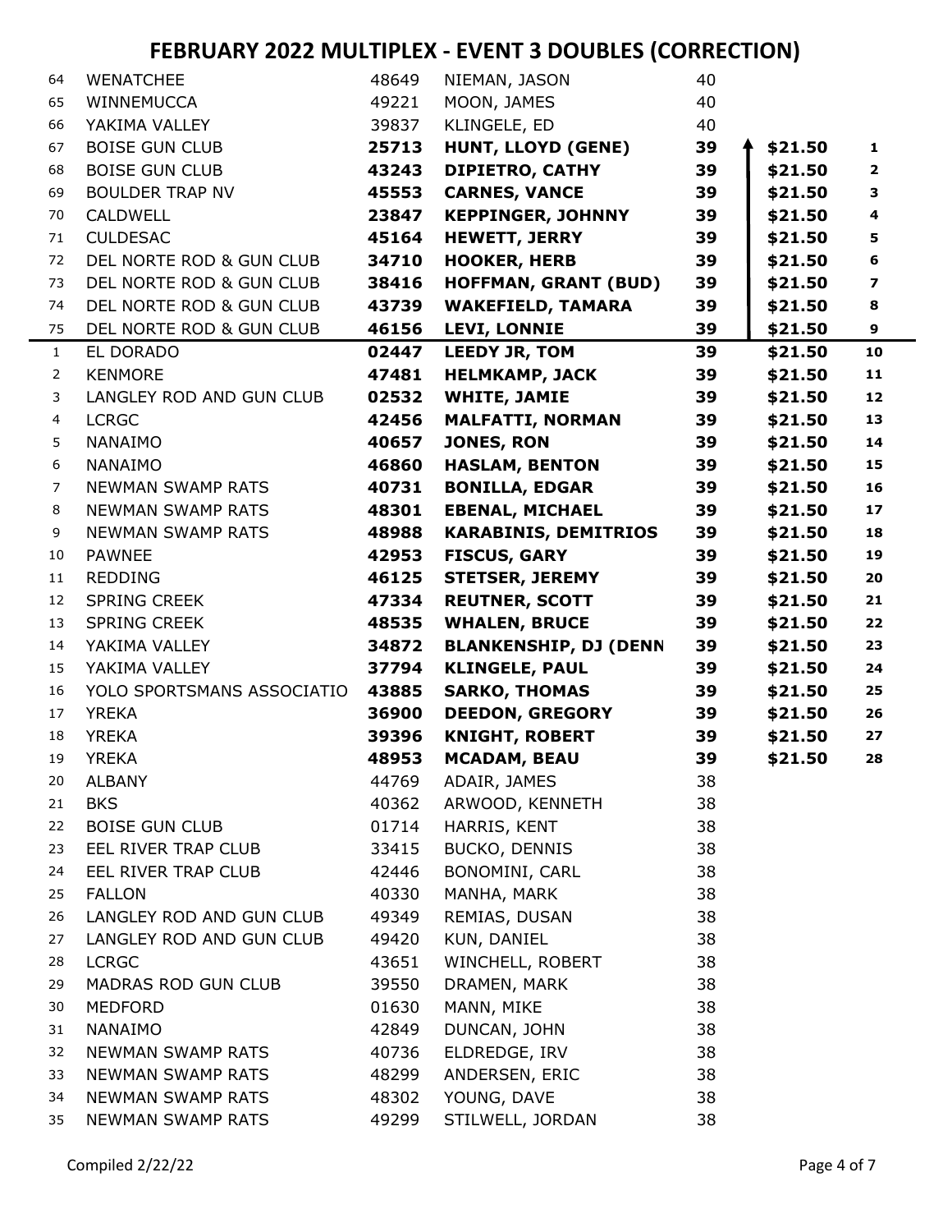# FEBRUARY 2022 MULTIPLEX - EVENT 3 DOUBLES (CORRECTION)

| # | Club | ID | Name | Score | Payout | Rank |
|---|---|---|---|---|---|---|
| 64 | WENATCHEE | 48649 | NIEMAN, JASON | 40 | | |
| 65 | WINNEMUCCA | 49221 | MOON, JAMES | 40 | | |
| 66 | YAKIMA VALLEY | 39837 | KLINGELE, ED | 40 | | |
| 67 | BOISE GUN CLUB | **25713** | **HUNT, LLOYD (GENE)** | **39** | **$21.50** | **1** |
| 68 | BOISE GUN CLUB | **43243** | **DIPIETRO, CATHY** | **39** | **$21.50** | **2** |
| 69 | BOULDER TRAP NV | **45553** | **CARNES, VANCE** | **39** | **$21.50** | **3** |
| 70 | CALDWELL | **23847** | **KEPPINGER, JOHNNY** | **39** | **$21.50** | **4** |
| 71 | CULDESAC | **45164** | **HEWETT, JERRY** | **39** | **$21.50** | **5** |
| 72 | DEL NORTE ROD & GUN CLUB | **34710** | **HOOKER, HERB** | **39** | **$21.50** | **6** |
| 73 | DEL NORTE ROD & GUN CLUB | **38416** | **HOFFMAN, GRANT (BUD)** | **39** | **$21.50** | **7** |
| 74 | DEL NORTE ROD & GUN CLUB | **43739** | **WAKEFIELD, TAMARA** | **39** | **$21.50** | **8** |
| 75 | DEL NORTE ROD & GUN CLUB | **46156** | **LEVI, LONNIE** | **39** | **$21.50** | **9** |
| 1 | EL DORADO | **02447** | **LEEDY JR, TOM** | **39** | **$21.50** | **10** |
| 2 | KENMORE | **47481** | **HELMKAMP, JACK** | **39** | **$21.50** | **11** |
| 3 | LANGLEY ROD AND GUN CLUB | **02532** | **WHITE, JAMIE** | **39** | **$21.50** | **12** |
| 4 | LCRGC | **42456** | **MALFATTI, NORMAN** | **39** | **$21.50** | **13** |
| 5 | NANAIMO | **40657** | **JONES, RON** | **39** | **$21.50** | **14** |
| 6 | NANAIMO | **46860** | **HASLAM, BENTON** | **39** | **$21.50** | **15** |
| 7 | NEWMAN SWAMP RATS | **40731** | **BONILLA, EDGAR** | **39** | **$21.50** | **16** |
| 8 | NEWMAN SWAMP RATS | **48301** | **EBENAL, MICHAEL** | **39** | **$21.50** | **17** |
| 9 | NEWMAN SWAMP RATS | **48988** | **KARABINIS, DEMITRIOS** | **39** | **$21.50** | **18** |
| 10 | PAWNEE | **42953** | **FISCUS, GARY** | **39** | **$21.50** | **19** |
| 11 | REDDING | **46125** | **STETSER, JEREMY** | **39** | **$21.50** | **20** |
| 12 | SPRING CREEK | **47334** | **REUTNER, SCOTT** | **39** | **$21.50** | **21** |
| 13 | SPRING CREEK | **48535** | **WHALEN, BRUCE** | **39** | **$21.50** | **22** |
| 14 | YAKIMA VALLEY | **34872** | **BLANKENSHIP, DJ (DENN** | **39** | **$21.50** | **23** |
| 15 | YAKIMA VALLEY | **37794** | **KLINGELE, PAUL** | **39** | **$21.50** | **24** |
| 16 | YOLO SPORTSMANS ASSOCIATIO | **43885** | **SARKO, THOMAS** | **39** | **$21.50** | **25** |
| 17 | YREKA | **36900** | **DEEDON, GREGORY** | **39** | **$21.50** | **26** |
| 18 | YREKA | **39396** | **KNIGHT, ROBERT** | **39** | **$21.50** | **27** |
| 19 | YREKA | **48953** | **MCADAM, BEAU** | **39** | **$21.50** | **28** |
| 20 | ALBANY | 44769 | ADAIR, JAMES | 38 | | |
| 21 | BKS | 40362 | ARWOOD, KENNETH | 38 | | |
| 22 | BOISE GUN CLUB | 01714 | HARRIS, KENT | 38 | | |
| 23 | EEL RIVER TRAP CLUB | 33415 | BUCKO, DENNIS | 38 | | |
| 24 | EEL RIVER TRAP CLUB | 42446 | BONOMINI, CARL | 38 | | |
| 25 | FALLON | 40330 | MANHA, MARK | 38 | | |
| 26 | LANGLEY ROD AND GUN CLUB | 49349 | REMIAS, DUSAN | 38 | | |
| 27 | LANGLEY ROD AND GUN CLUB | 49420 | KUN, DANIEL | 38 | | |
| 28 | LCRGC | 43651 | WINCHELL, ROBERT | 38 | | |
| 29 | MADRAS ROD GUN CLUB | 39550 | DRAMEN, MARK | 38 | | |
| 30 | MEDFORD | 01630 | MANN, MIKE | 38 | | |
| 31 | NANAIMO | 42849 | DUNCAN, JOHN | 38 | | |
| 32 | NEWMAN SWAMP RATS | 40736 | ELDREDGE, IRV | 38 | | |
| 33 | NEWMAN SWAMP RATS | 48299 | ANDERSEN, ERIC | 38 | | |
| 34 | NEWMAN SWAMP RATS | 48302 | YOUNG, DAVE | 38 | | |
| 35 | NEWMAN SWAMP RATS | 49299 | STILWELL, JORDAN | 38 | | |

Compiled 2/22/22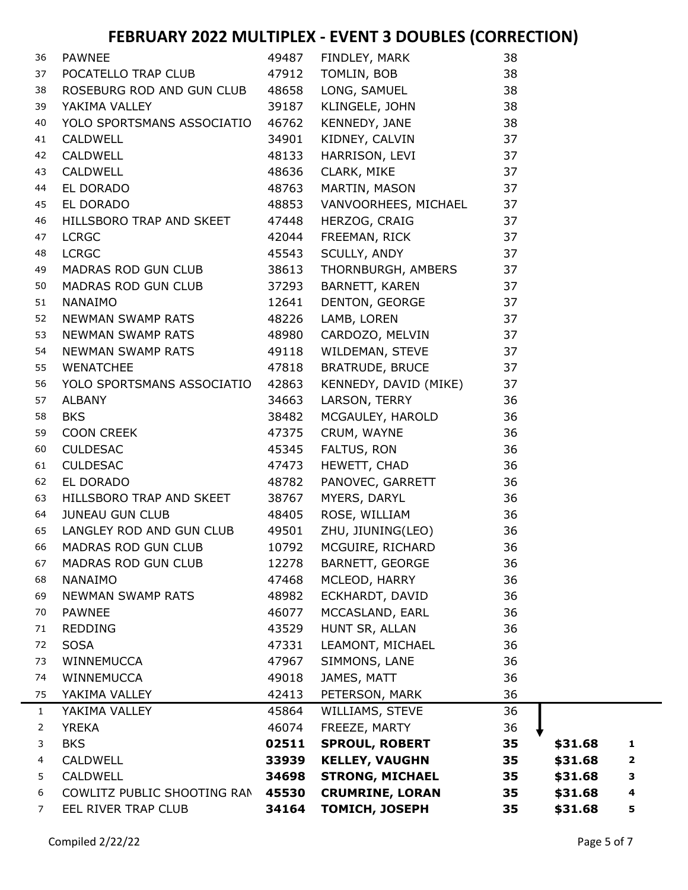# FEBRUARY 2022 MULTIPLEX - EVENT 3 DOUBLES (CORRECTION)

| # | Club | ID | Name | Score | Payout | Place |
|---|---|---|---|---|---|---|
| 36 | PAWNEE | 49487 | FINDLEY, MARK | 38 | | |
| 37 | POCATELLO TRAP CLUB | 47912 | TOMLIN, BOB | 38 | | |
| 38 | ROSEBURG ROD AND GUN CLUB | 48658 | LONG, SAMUEL | 38 | | |
| 39 | YAKIMA VALLEY | 39187 | KLINGELE, JOHN | 38 | | |
| 40 | YOLO SPORTSMANS ASSOCIATIO | 46762 | KENNEDY, JANE | 38 | | |
| 41 | CALDWELL | 34901 | KIDNEY, CALVIN | 37 | | |
| 42 | CALDWELL | 48133 | HARRISON, LEVI | 37 | | |
| 43 | CALDWELL | 48636 | CLARK, MIKE | 37 | | |
| 44 | EL DORADO | 48763 | MARTIN, MASON | 37 | | |
| 45 | EL DORADO | 48853 | VANVOORHEES, MICHAEL | 37 | | |
| 46 | HILLSBORO TRAP AND SKEET | 47448 | HERZOG, CRAIG | 37 | | |
| 47 | LCRGC | 42044 | FREEMAN, RICK | 37 | | |
| 48 | LCRGC | 45543 | SCULLY, ANDY | 37 | | |
| 49 | MADRAS ROD GUN CLUB | 38613 | THORNBURGH, AMBERS | 37 | | |
| 50 | MADRAS ROD GUN CLUB | 37293 | BARNETT, KAREN | 37 | | |
| 51 | NANAIMO | 12641 | DENTON, GEORGE | 37 | | |
| 52 | NEWMAN SWAMP RATS | 48226 | LAMB, LOREN | 37 | | |
| 53 | NEWMAN SWAMP RATS | 48980 | CARDOZO, MELVIN | 37 | | |
| 54 | NEWMAN SWAMP RATS | 49118 | WILDEMAN, STEVE | 37 | | |
| 55 | WENATCHEE | 47818 | BRATRUDE, BRUCE | 37 | | |
| 56 | YOLO SPORTSMANS ASSOCIATIO | 42863 | KENNEDY, DAVID (MIKE) | 37 | | |
| 57 | ALBANY | 34663 | LARSON, TERRY | 36 | | |
| 58 | BKS | 38482 | MCGAULEY, HAROLD | 36 | | |
| 59 | COON CREEK | 47375 | CRUM, WAYNE | 36 | | |
| 60 | CULDESAC | 45345 | FALTUS, RON | 36 | | |
| 61 | CULDESAC | 47473 | HEWETT, CHAD | 36 | | |
| 62 | EL DORADO | 48782 | PANOVEC, GARRETT | 36 | | |
| 63 | HILLSBORO TRAP AND SKEET | 38767 | MYERS, DARYL | 36 | | |
| 64 | JUNEAU GUN CLUB | 48405 | ROSE, WILLIAM | 36 | | |
| 65 | LANGLEY ROD AND GUN CLUB | 49501 | ZHU, JIUNING(LEO) | 36 | | |
| 66 | MADRAS ROD GUN CLUB | 10792 | MCGUIRE, RICHARD | 36 | | |
| 67 | MADRAS ROD GUN CLUB | 12278 | BARNETT, GEORGE | 36 | | |
| 68 | NANAIMO | 47468 | MCLEOD, HARRY | 36 | | |
| 69 | NEWMAN SWAMP RATS | 48982 | ECKHARDT, DAVID | 36 | | |
| 70 | PAWNEE | 46077 | MCCASLAND, EARL | 36 | | |
| 71 | REDDING | 43529 | HUNT SR, ALLAN | 36 | | |
| 72 | SOSA | 47331 | LEAMONT, MICHAEL | 36 | | |
| 73 | WINNEMUCCA | 47967 | SIMMONS, LANE | 36 | | |
| 74 | WINNEMUCCA | 49018 | JAMES, MATT | 36 | | |
| 75 | YAKIMA VALLEY | 42413 | PETERSON, MARK | 36 | | |
| 1 | YAKIMA VALLEY | 45864 | WILLIAMS, STEVE | 36 | | |
| 2 | YREKA | 46074 | FREEZE, MARTY | 36 | | |
| 3 | BKS | **02511** | **SPROUL, ROBERT** | **35** | **$31.68** | **1** |
| 4 | CALDWELL | **33939** | **KELLEY, VAUGHN** | **35** | **$31.68** | **2** |
| 5 | CALDWELL | **34698** | **STRONG, MICHAEL** | **35** | **$31.68** | **3** |
| 6 | COWLITZ PUBLIC SHOOTING RAN | **45530** | **CRUMRINE, LORAN** | **35** | **$31.68** | **4** |
| 7 | EEL RIVER TRAP CLUB | **34164** | **TOMICH, JOSEPH** | **35** | **$31.68** | **5** |

Compiled 2/22/22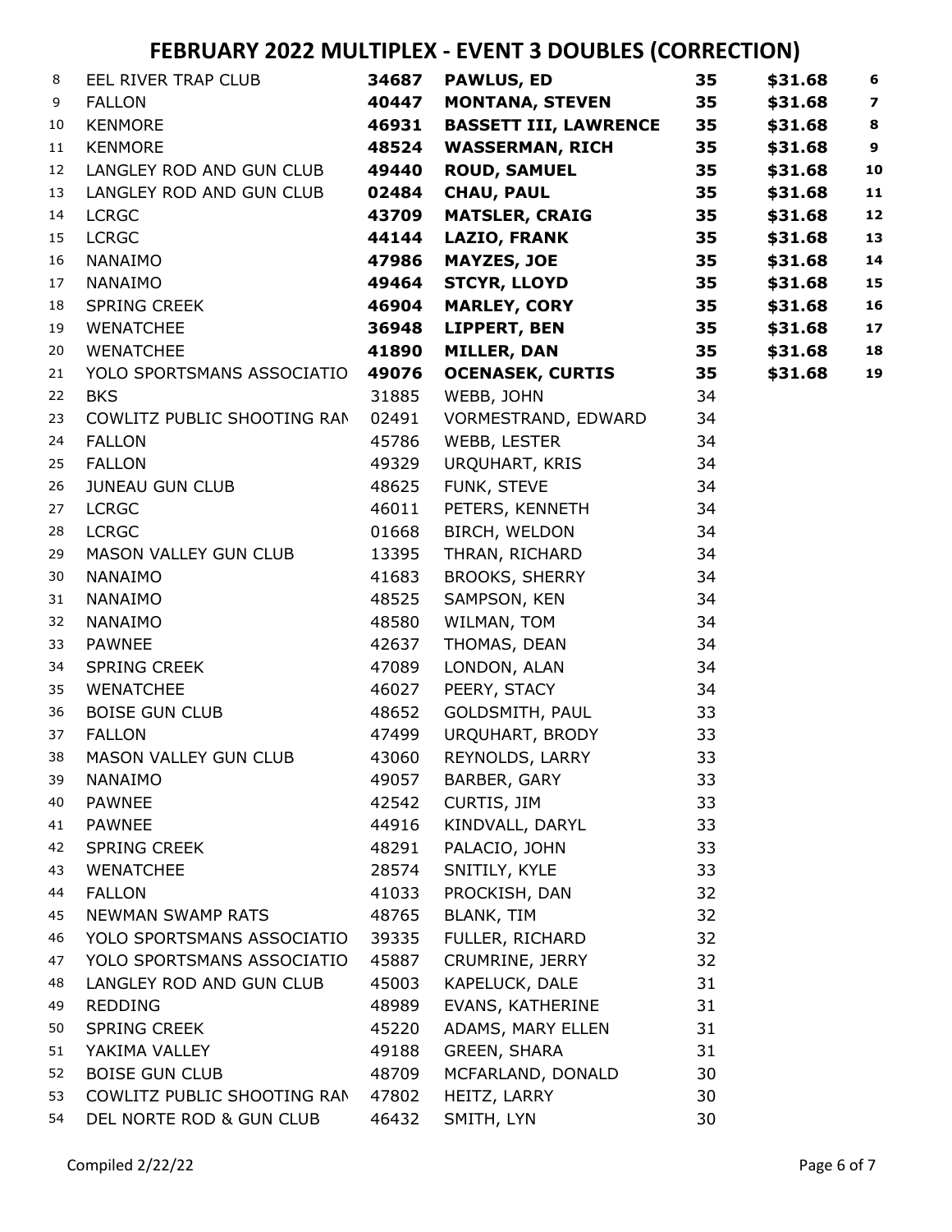# FEBRUARY 2022 MULTIPLEX - EVENT 3 DOUBLES (CORRECTION)

| | | | | | | |
|---|---|---|---|---|---|---|
| 8 | EEL RIVER TRAP CLUB | **34687** | **PAWLUS, ED** | **35** | **$31.68** | **6** |
| 9 | FALLON | **40447** | **MONTANA, STEVEN** | **35** | **$31.68** | **7** |
| 10 | KENMORE | **46931** | **BASSETT III, LAWRENCE** | **35** | **$31.68** | **8** |
| 11 | KENMORE | **48524** | **WASSERMAN, RICH** | **35** | **$31.68** | **9** |
| 12 | LANGLEY ROD AND GUN CLUB | **49440** | **ROUD, SAMUEL** | **35** | **$31.68** | **10** |
| 13 | LANGLEY ROD AND GUN CLUB | **02484** | **CHAU, PAUL** | **35** | **$31.68** | **11** |
| 14 | LCRGC | **43709** | **MATSLER, CRAIG** | **35** | **$31.68** | **12** |
| 15 | LCRGC | **44144** | **LAZIO, FRANK** | **35** | **$31.68** | **13** |
| 16 | NANAIMO | **47986** | **MAYZES, JOE** | **35** | **$31.68** | **14** |
| 17 | NANAIMO | **49464** | **STCYR, LLOYD** | **35** | **$31.68** | **15** |
| 18 | SPRING CREEK | **46904** | **MARLEY, CORY** | **35** | **$31.68** | **16** |
| 19 | WENATCHEE | **36948** | **LIPPERT, BEN** | **35** | **$31.68** | **17** |
| 20 | WENATCHEE | **41890** | **MILLER, DAN** | **35** | **$31.68** | **18** |
| 21 | YOLO SPORTSMANS ASSOCIATIO | **49076** | **OCENASEK, CURTIS** | **35** | **$31.68** | **19** |
| 22 | BKS | 31885 | WEBB, JOHN | 34 | | |
| 23 | COWLITZ PUBLIC SHOOTING RAN | 02491 | VORMESTRAND, EDWARD | 34 | | |
| 24 | FALLON | 45786 | WEBB, LESTER | 34 | | |
| 25 | FALLON | 49329 | URQUHART, KRIS | 34 | | |
| 26 | JUNEAU GUN CLUB | 48625 | FUNK, STEVE | 34 | | |
| 27 | LCRGC | 46011 | PETERS, KENNETH | 34 | | |
| 28 | LCRGC | 01668 | BIRCH, WELDON | 34 | | |
| 29 | MASON VALLEY GUN CLUB | 13395 | THRAN, RICHARD | 34 | | |
| 30 | NANAIMO | 41683 | BROOKS, SHERRY | 34 | | |
| 31 | NANAIMO | 48525 | SAMPSON, KEN | 34 | | |
| 32 | NANAIMO | 48580 | WILMAN, TOM | 34 | | |
| 33 | PAWNEE | 42637 | THOMAS, DEAN | 34 | | |
| 34 | SPRING CREEK | 47089 | LONDON, ALAN | 34 | | |
| 35 | WENATCHEE | 46027 | PEERY, STACY | 34 | | |
| 36 | BOISE GUN CLUB | 48652 | GOLDSMITH, PAUL | 33 | | |
| 37 | FALLON | 47499 | URQUHART, BRODY | 33 | | |
| 38 | MASON VALLEY GUN CLUB | 43060 | REYNOLDS, LARRY | 33 | | |
| 39 | NANAIMO | 49057 | BARBER, GARY | 33 | | |
| 40 | PAWNEE | 42542 | CURTIS, JIM | 33 | | |
| 41 | PAWNEE | 44916 | KINDVALL, DARYL | 33 | | |
| 42 | SPRING CREEK | 48291 | PALACIO, JOHN | 33 | | |
| 43 | WENATCHEE | 28574 | SNITILY, KYLE | 33 | | |
| 44 | FALLON | 41033 | PROCKISH, DAN | 32 | | |
| 45 | NEWMAN SWAMP RATS | 48765 | BLANK, TIM | 32 | | |
| 46 | YOLO SPORTSMANS ASSOCIATIO | 39335 | FULLER, RICHARD | 32 | | |
| 47 | YOLO SPORTSMANS ASSOCIATIO | 45887 | CRUMRINE, JERRY | 32 | | |
| 48 | LANGLEY ROD AND GUN CLUB | 45003 | KAPELUCK, DALE | 31 | | |
| 49 | REDDING | 48989 | EVANS, KATHERINE | 31 | | |
| 50 | SPRING CREEK | 45220 | ADAMS, MARY ELLEN | 31 | | |
| 51 | YAKIMA VALLEY | 49188 | GREEN, SHARA | 31 | | |
| 52 | BOISE GUN CLUB | 48709 | MCFARLAND, DONALD | 30 | | |
| 53 | COWLITZ PUBLIC SHOOTING RAN | 47802 | HEITZ, LARRY | 30 | | |
| 54 | DEL NORTE ROD & GUN CLUB | 46432 | SMITH, LYN | 30 | | |

Compiled 2/22/22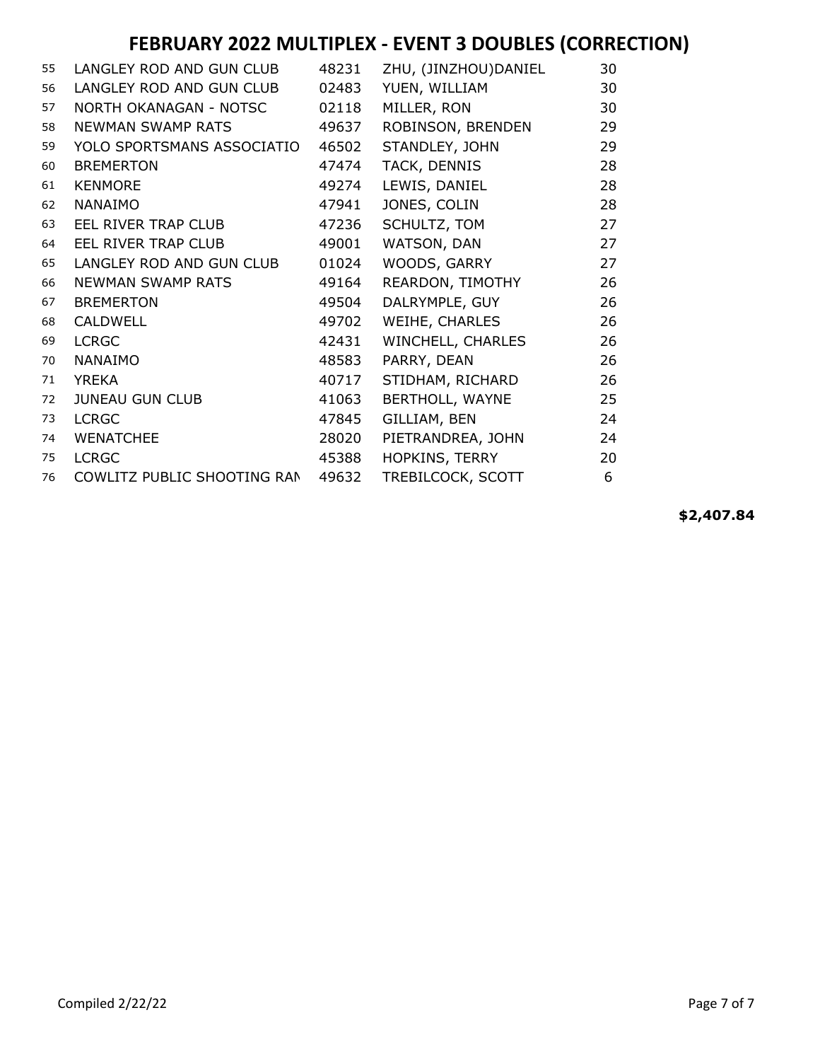# FEBRUARY 2022 MULTIPLEX - EVENT 3 DOUBLES (CORRECTION)

| | | | | |
|---|---|---|---|---|
| 55 | LANGLEY ROD AND GUN CLUB | 48231 | ZHU, (JINZHOU)DANIEL | 30 |
| 56 | LANGLEY ROD AND GUN CLUB | 02483 | YUEN, WILLIAM | 30 |
| 57 | NORTH OKANAGAN - NOTSC | 02118 | MILLER, RON | 30 |
| 58 | NEWMAN SWAMP RATS | 49637 | ROBINSON, BRENDEN | 29 |
| 59 | YOLO SPORTSMANS ASSOCIATIO | 46502 | STANDLEY, JOHN | 29 |
| 60 | BREMERTON | 47474 | TACK, DENNIS | 28 |
| 61 | KENMORE | 49274 | LEWIS, DANIEL | 28 |
| 62 | NANAIMO | 47941 | JONES, COLIN | 28 |
| 63 | EEL RIVER TRAP CLUB | 47236 | SCHULTZ, TOM | 27 |
| 64 | EEL RIVER TRAP CLUB | 49001 | WATSON, DAN | 27 |
| 65 | LANGLEY ROD AND GUN CLUB | 01024 | WOODS, GARRY | 27 |
| 66 | NEWMAN SWAMP RATS | 49164 | REARDON, TIMOTHY | 26 |
| 67 | BREMERTON | 49504 | DALRYMPLE, GUY | 26 |
| 68 | CALDWELL | 49702 | WEIHE, CHARLES | 26 |
| 69 | LCRGC | 42431 | WINCHELL, CHARLES | 26 |
| 70 | NANAIMO | 48583 | PARRY, DEAN | 26 |
| 71 | YREKA | 40717 | STIDHAM, RICHARD | 26 |
| 72 | JUNEAU GUN CLUB | 41063 | BERTHOLL, WAYNE | 25 |
| 73 | LCRGC | 47845 | GILLIAM, BEN | 24 |
| 74 | WENATCHEE | 28020 | PIETRANDREA, JOHN | 24 |
| 75 | LCRGC | 45388 | HOPKINS, TERRY | 20 |
| 76 | COWLITZ PUBLIC SHOOTING RAN | 49632 | TREBILCOCK, SCOTT | 6 |

**$2,407.84**

Compiled 2/22/22